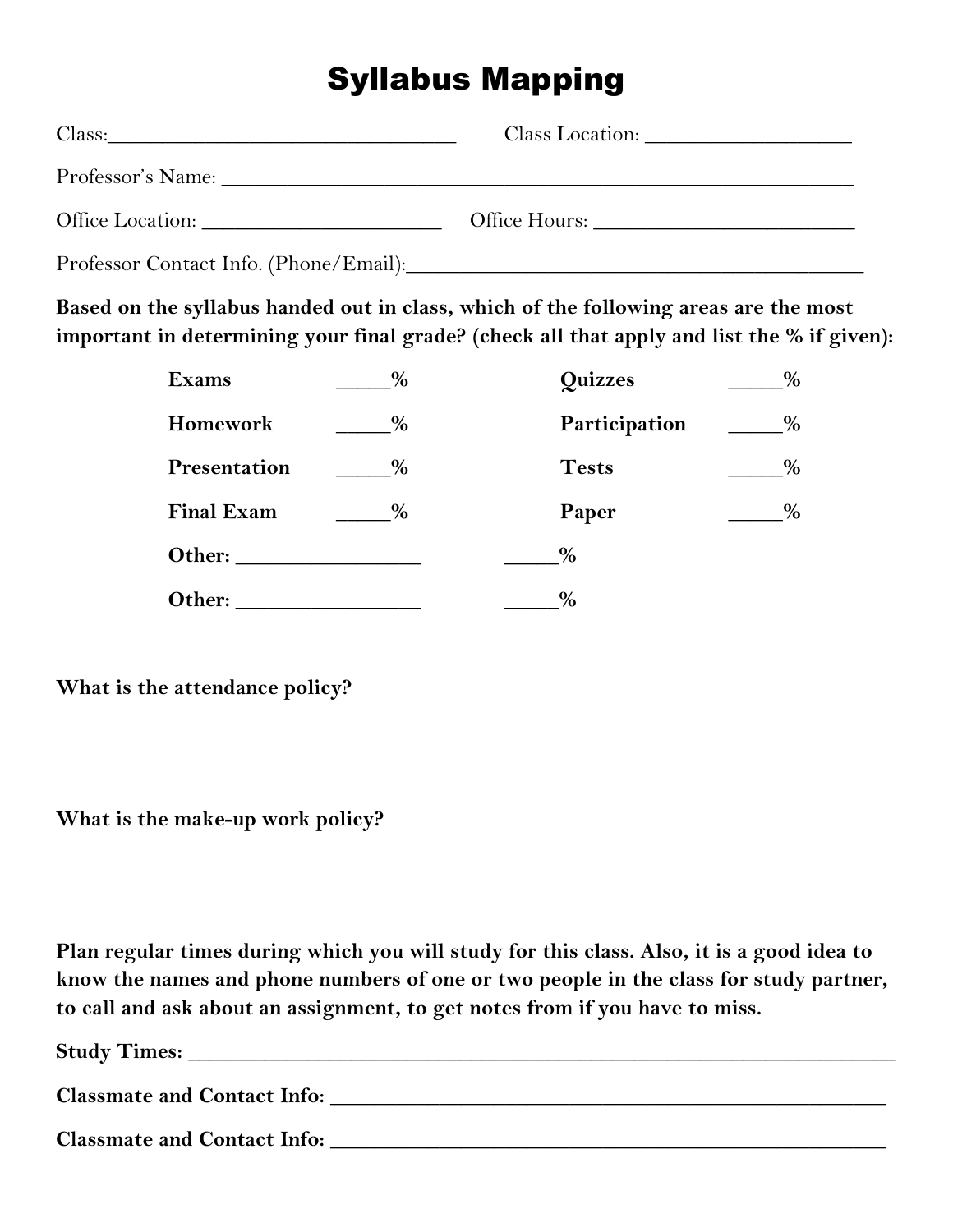# Syllabus Mapping

Class:________________________________ Class Location: ___________________

Professor's Name: __________________________________________________________

Office Location: ______________________ Office Hours: ________________________

Professor Contact Info. (Phone/Email):__________________________________________

**Based on the syllabus handed out in class, which of the following areas are the most important in determining your final grade? (check all that apply and list the % if given):**

| | | | |
|---|---|---|---|
| **Exams** | _____% | **Quizzes** | _____% |
| **Homework** | _____% | **Participation** | _____% |
| **Presentation** | _____% | **Tests** | _____% |
| **Final Exam** | _____% | **Paper** | _____% |
| **Other:** ________________ | _____% | | |
| **Other:** ________________ | _____% | | |

**What is the attendance policy?**

**What is the make-up work policy?**

**Plan regular times during which you will study for this class. Also, it is a good idea to know the names and phone numbers of one or two people in the class for study partner, to call and ask about an assignment, to get notes from if you have to miss.**

**Study Times:** _______________________________________________________________

**Classmate and Contact Info:** ___________________________________________________

**Classmate and Contact Info:** ___________________________________________________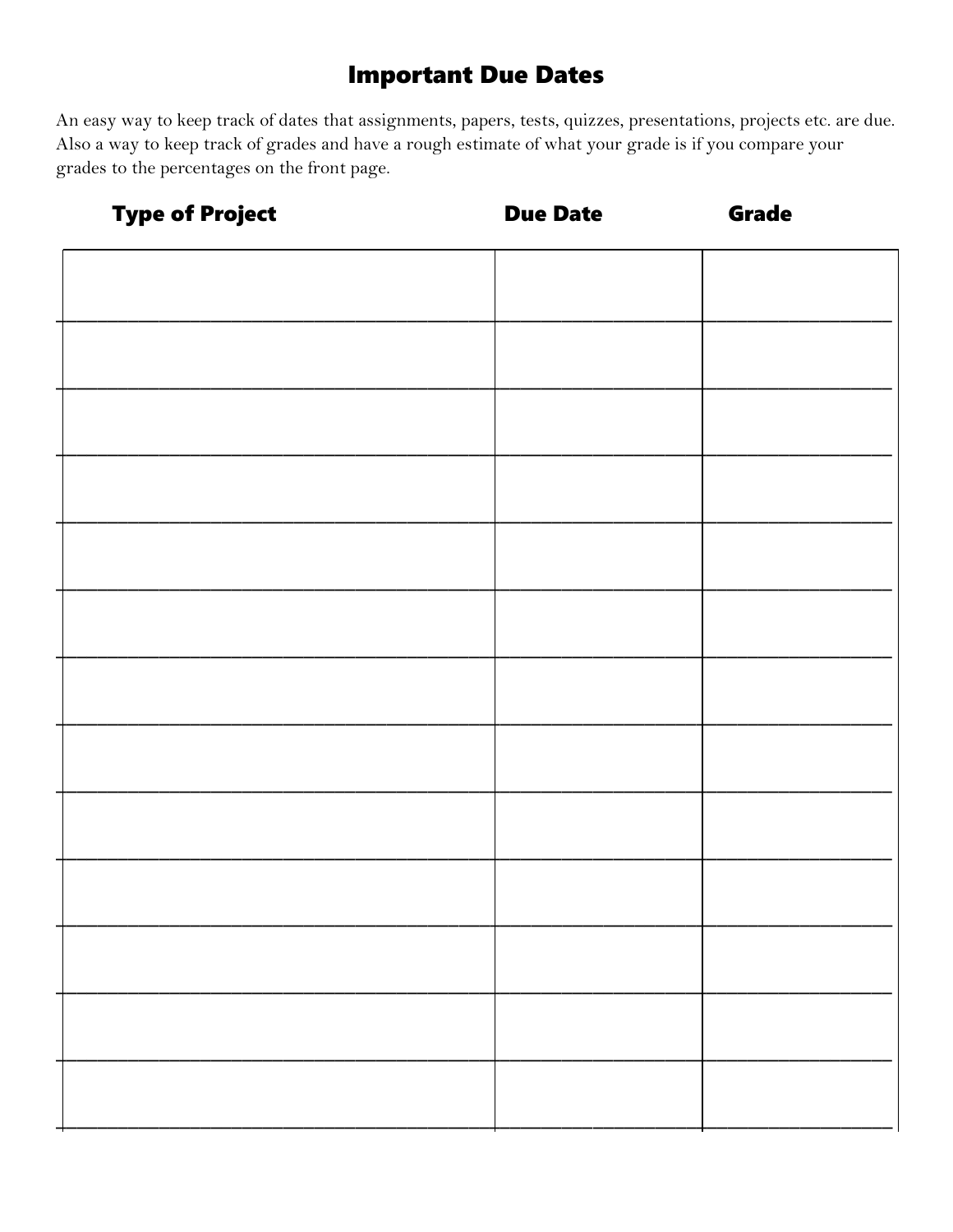## Important Due Dates

An easy way to keep track of dates that assignments, papers, tests, quizzes, presentations, projects etc. are due. Also a way to keep track of grades and have a rough estimate of what your grade is if you compare your grades to the percentages on the front page.

| Type of Project | Due Date | Grade |
| --- | --- | --- |
| | | |
| | | |
| | | |
| | | |
| | | |
| | | |
| | | |
| | | |
| | | |
| | | |
| | | |
| | | |
| | | |